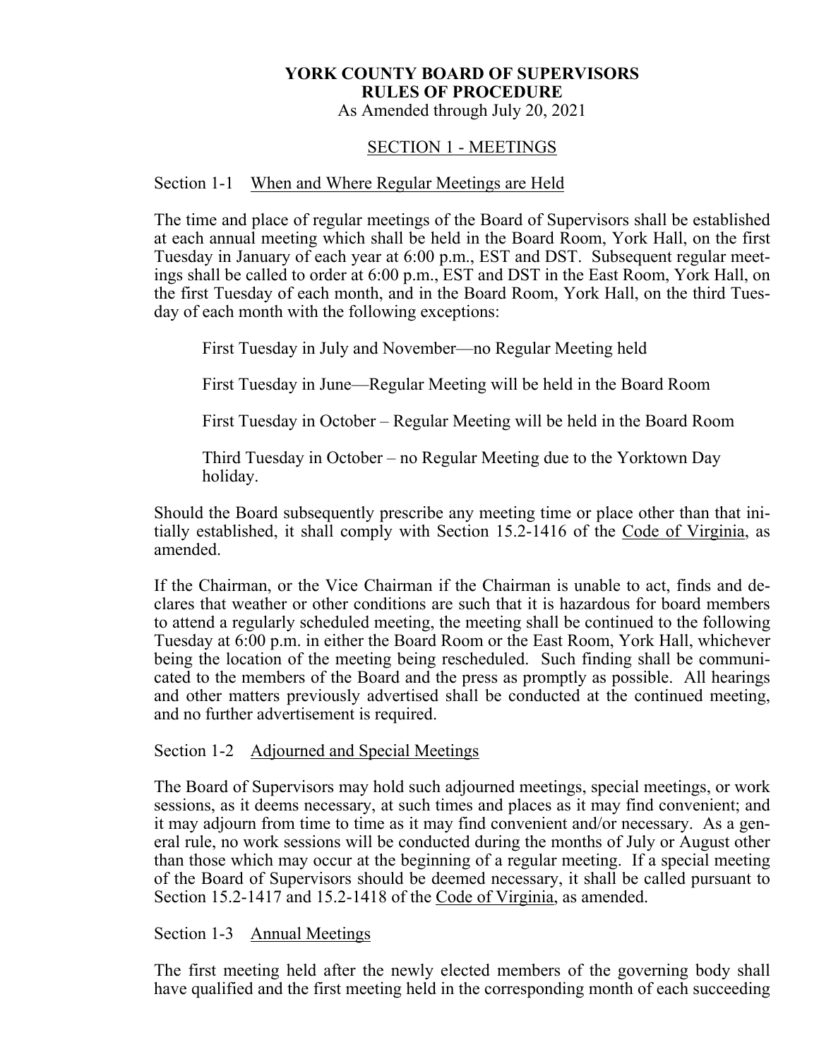# YORK COUNTY BOARD OF SUPERVISORS
# RULES OF PROCEDURE

As Amended through July 20, 2021

## SECTION 1 - MEETINGS

### Section 1-1 When and Where Regular Meetings are Held

The time and place of regular meetings of the Board of Supervisors shall be established at each annual meeting which shall be held in the Board Room, York Hall, on the first Tuesday in January of each year at 6:00 p.m., EST and DST. Subsequent regular meetings shall be called to order at 6:00 p.m., EST and DST in the East Room, York Hall, on the first Tuesday of each month, and in the Board Room, York Hall, on the third Tuesday of each month with the following exceptions:

First Tuesday in July and November—no Regular Meeting held

First Tuesday in June—Regular Meeting will be held in the Board Room

First Tuesday in October – Regular Meeting will be held in the Board Room

Third Tuesday in October – no Regular Meeting due to the Yorktown Day holiday.

Should the Board subsequently prescribe any meeting time or place other than that initially established, it shall comply with Section 15.2-1416 of the Code of Virginia, as amended.

If the Chairman, or the Vice Chairman if the Chairman is unable to act, finds and declares that weather or other conditions are such that it is hazardous for board members to attend a regularly scheduled meeting, the meeting shall be continued to the following Tuesday at 6:00 p.m. in either the Board Room or the East Room, York Hall, whichever being the location of the meeting being rescheduled. Such finding shall be communicated to the members of the Board and the press as promptly as possible. All hearings and other matters previously advertised shall be conducted at the continued meeting, and no further advertisement is required.

### Section 1-2 Adjourned and Special Meetings

The Board of Supervisors may hold such adjourned meetings, special meetings, or work sessions, as it deems necessary, at such times and places as it may find convenient; and it may adjourn from time to time as it may find convenient and/or necessary. As a general rule, no work sessions will be conducted during the months of July or August other than those which may occur at the beginning of a regular meeting. If a special meeting of the Board of Supervisors should be deemed necessary, it shall be called pursuant to Section 15.2-1417 and 15.2-1418 of the Code of Virginia, as amended.

### Section 1-3 Annual Meetings

The first meeting held after the newly elected members of the governing body shall have qualified and the first meeting held in the corresponding month of each succeeding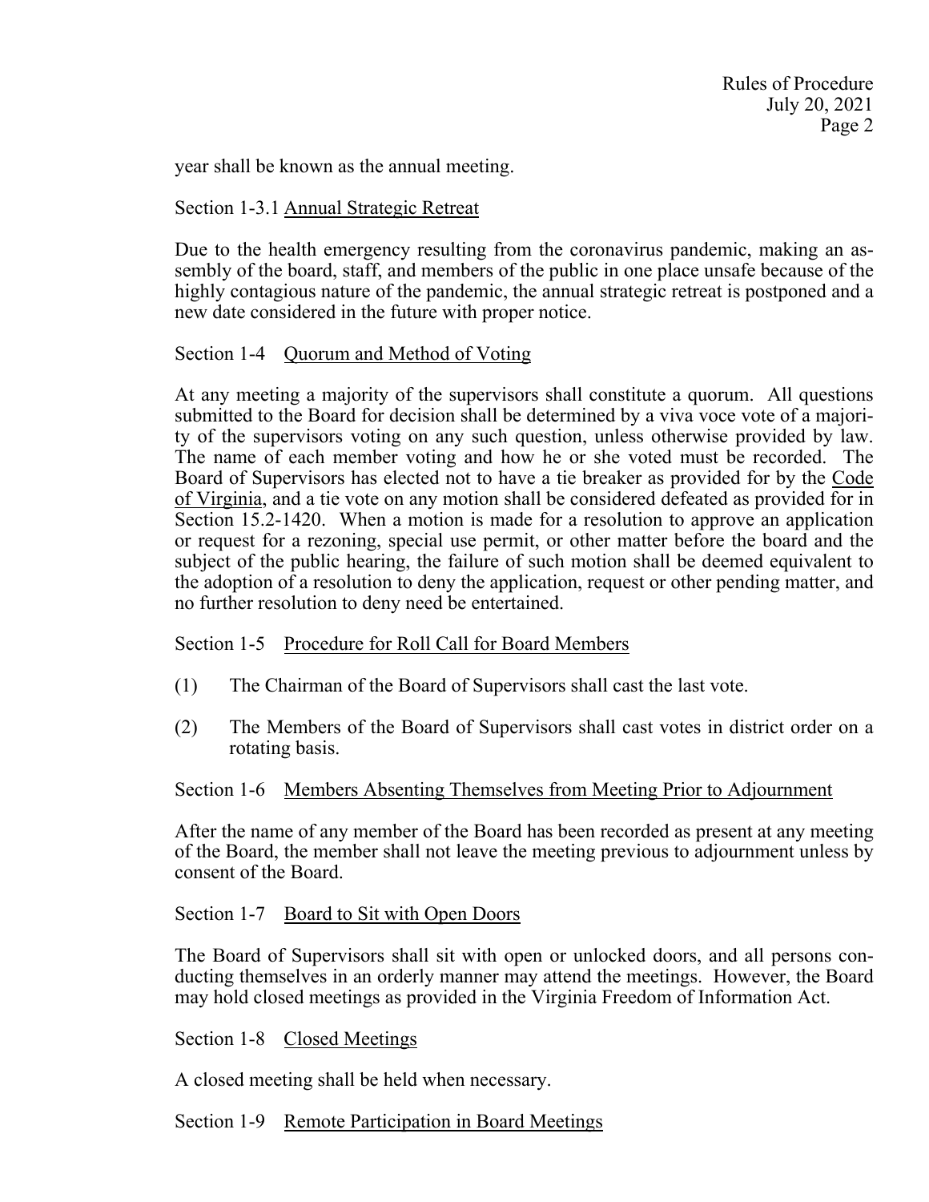year shall be known as the annual meeting.

Section 1-3.1 Annual Strategic Retreat

Due to the health emergency resulting from the coronavirus pandemic, making an assembly of the board, staff, and members of the public in one place unsafe because of the highly contagious nature of the pandemic, the annual strategic retreat is postponed and a new date considered in the future with proper notice.

Section 1-4 Quorum and Method of Voting

At any meeting a majority of the supervisors shall constitute a quorum. All questions submitted to the Board for decision shall be determined by a viva voce vote of a majority of the supervisors voting on any such question, unless otherwise provided by law. The name of each member voting and how he or she voted must be recorded. The Board of Supervisors has elected not to have a tie breaker as provided for by the Code of Virginia, and a tie vote on any motion shall be considered defeated as provided for in Section 15.2-1420. When a motion is made for a resolution to approve an application or request for a rezoning, special use permit, or other matter before the board and the subject of the public hearing, the failure of such motion shall be deemed equivalent to the adoption of a resolution to deny the application, request or other pending matter, and no further resolution to deny need be entertained.

Section 1-5 Procedure for Roll Call for Board Members

(1) The Chairman of the Board of Supervisors shall cast the last vote.

(2) The Members of the Board of Supervisors shall cast votes in district order on a rotating basis.

Section 1-6 Members Absenting Themselves from Meeting Prior to Adjournment

After the name of any member of the Board has been recorded as present at any meeting of the Board, the member shall not leave the meeting previous to adjournment unless by consent of the Board.

Section 1-7 Board to Sit with Open Doors

The Board of Supervisors shall sit with open or unlocked doors, and all persons conducting themselves in an orderly manner may attend the meetings. However, the Board may hold closed meetings as provided in the Virginia Freedom of Information Act.

Section 1-8 Closed Meetings

A closed meeting shall be held when necessary.

Section 1-9 Remote Participation in Board Meetings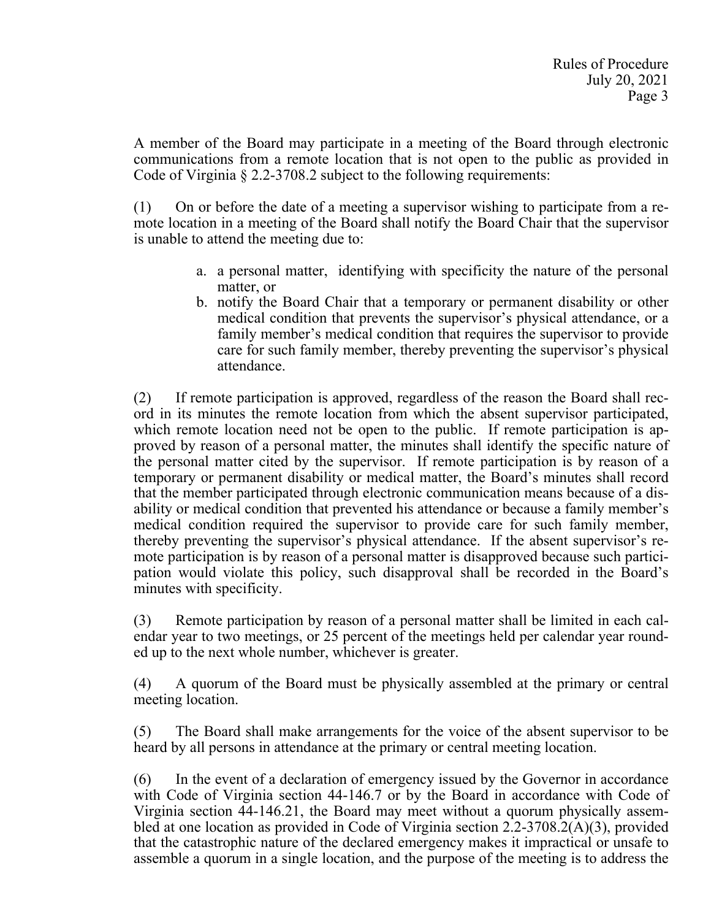A member of the Board may participate in a meeting of the Board through electronic communications from a remote location that is not open to the public as provided in Code of Virginia § 2.2-3708.2 subject to the following requirements:

(1) On or before the date of a meeting a supervisor wishing to participate from a remote location in a meeting of the Board shall notify the Board Chair that the supervisor is unable to attend the meeting due to:

a. a personal matter, identifying with specificity the nature of the personal matter, or
b. notify the Board Chair that a temporary or permanent disability or other medical condition that prevents the supervisor's physical attendance, or a family member's medical condition that requires the supervisor to provide care for such family member, thereby preventing the supervisor's physical attendance.

(2) If remote participation is approved, regardless of the reason the Board shall record in its minutes the remote location from which the absent supervisor participated, which remote location need not be open to the public. If remote participation is approved by reason of a personal matter, the minutes shall identify the specific nature of the personal matter cited by the supervisor. If remote participation is by reason of a temporary or permanent disability or medical matter, the Board's minutes shall record that the member participated through electronic communication means because of a disability or medical condition that prevented his attendance or because a family member's medical condition required the supervisor to provide care for such family member, thereby preventing the supervisor's physical attendance. If the absent supervisor's remote participation is by reason of a personal matter is disapproved because such participation would violate this policy, such disapproval shall be recorded in the Board's minutes with specificity.

(3) Remote participation by reason of a personal matter shall be limited in each calendar year to two meetings, or 25 percent of the meetings held per calendar year rounded up to the next whole number, whichever is greater.

(4) A quorum of the Board must be physically assembled at the primary or central meeting location.

(5) The Board shall make arrangements for the voice of the absent supervisor to be heard by all persons in attendance at the primary or central meeting location.

(6) In the event of a declaration of emergency issued by the Governor in accordance with Code of Virginia section 44-146.7 or by the Board in accordance with Code of Virginia section 44-146.21, the Board may meet without a quorum physically assembled at one location as provided in Code of Virginia section 2.2-3708.2(A)(3), provided that the catastrophic nature of the declared emergency makes it impractical or unsafe to assemble a quorum in a single location, and the purpose of the meeting is to address the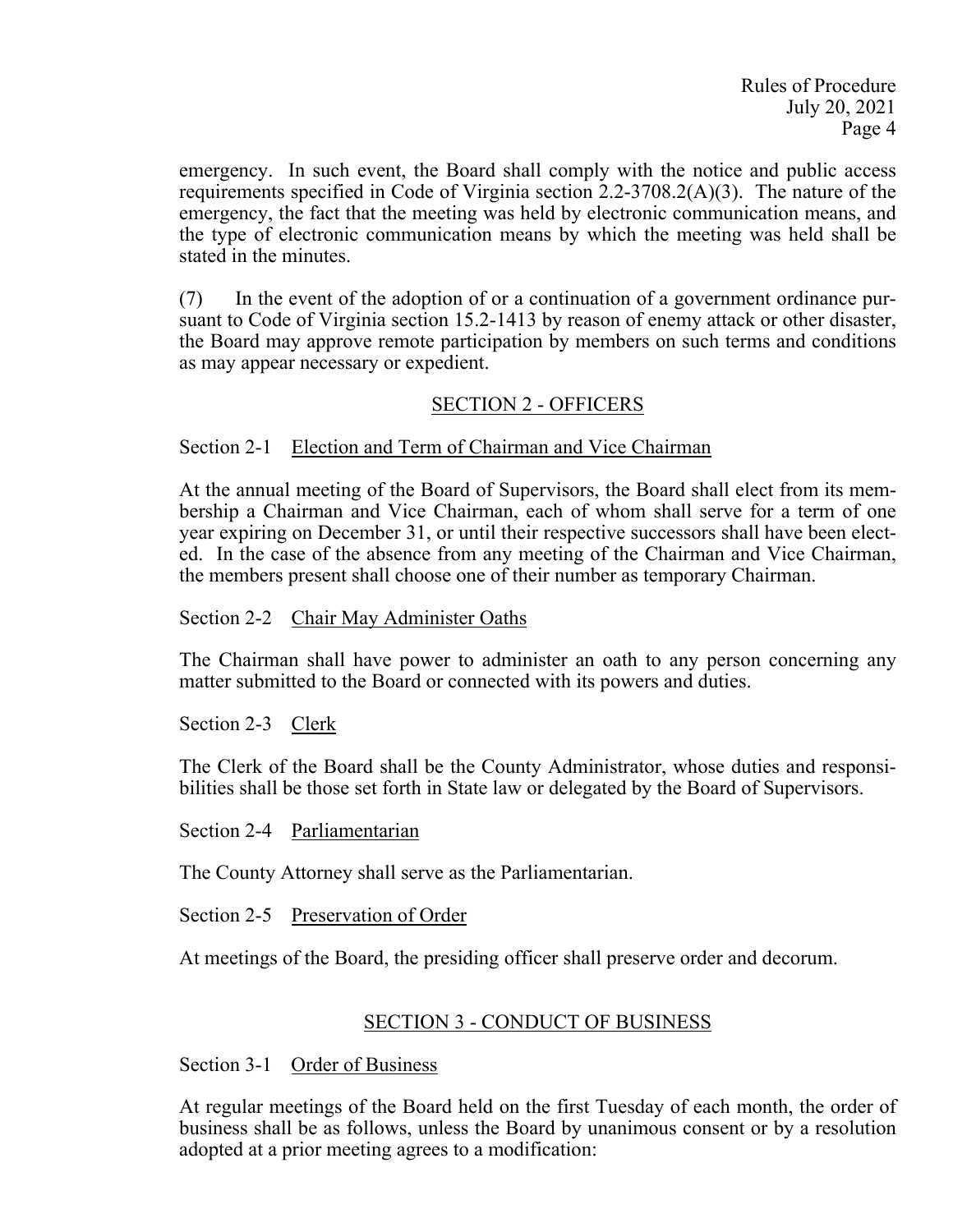emergency. In such event, the Board shall comply with the notice and public access requirements specified in Code of Virginia section 2.2-3708.2(A)(3). The nature of the emergency, the fact that the meeting was held by electronic communication means, and the type of electronic communication means by which the meeting was held shall be stated in the minutes.

(7) In the event of the adoption of or a continuation of a government ordinance pursuant to Code of Virginia section 15.2-1413 by reason of enemy attack or other disaster, the Board may approve remote participation by members on such terms and conditions as may appear necessary or expedient.

## SECTION 2 - OFFICERS

### Section 2-1 Election and Term of Chairman and Vice Chairman

At the annual meeting of the Board of Supervisors, the Board shall elect from its membership a Chairman and Vice Chairman, each of whom shall serve for a term of one year expiring on December 31, or until their respective successors shall have been elected. In the case of the absence from any meeting of the Chairman and Vice Chairman, the members present shall choose one of their number as temporary Chairman.

### Section 2-2 Chair May Administer Oaths

The Chairman shall have power to administer an oath to any person concerning any matter submitted to the Board or connected with its powers and duties.

### Section 2-3 Clerk

The Clerk of the Board shall be the County Administrator, whose duties and responsibilities shall be those set forth in State law or delegated by the Board of Supervisors.

### Section 2-4 Parliamentarian

The County Attorney shall serve as the Parliamentarian.

### Section 2-5 Preservation of Order

At meetings of the Board, the presiding officer shall preserve order and decorum.

## SECTION 3 - CONDUCT OF BUSINESS

### Section 3-1 Order of Business

At regular meetings of the Board held on the first Tuesday of each month, the order of business shall be as follows, unless the Board by unanimous consent or by a resolution adopted at a prior meeting agrees to a modification: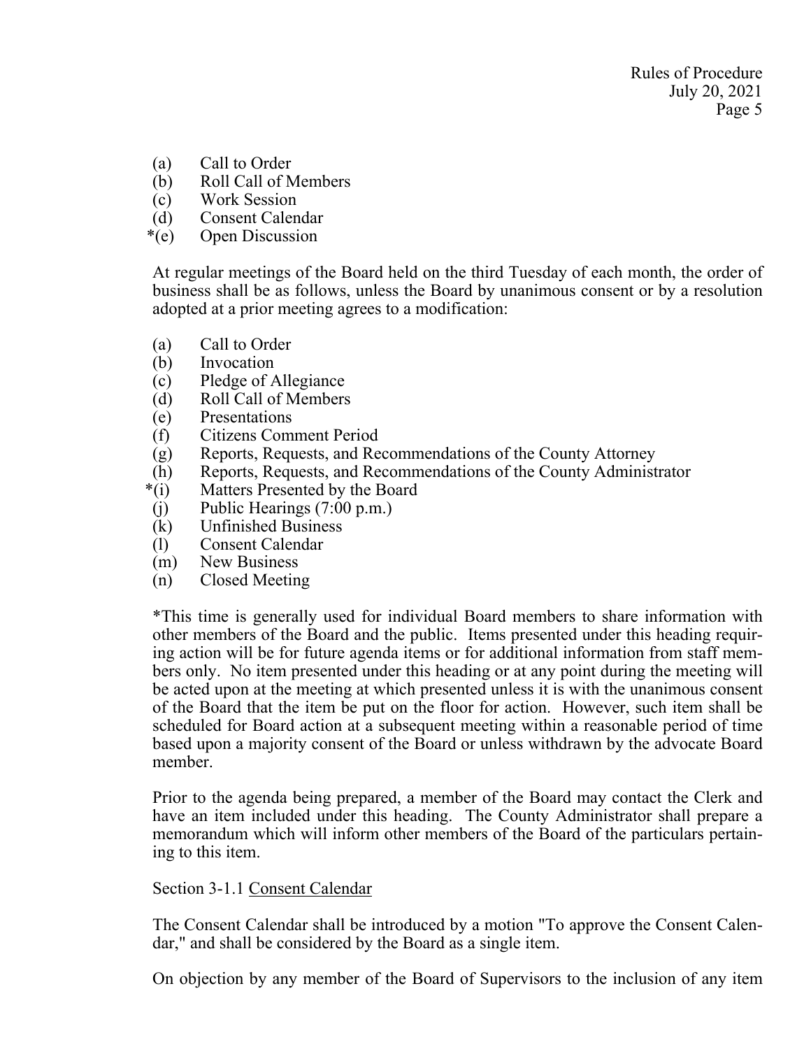(a) Call to Order
(b) Roll Call of Members
(c) Work Session
(d) Consent Calendar
*(e) Open Discussion

At regular meetings of the Board held on the third Tuesday of each month, the order of business shall be as follows, unless the Board by unanimous consent or by a resolution adopted at a prior meeting agrees to a modification:

(a) Call to Order
(b) Invocation
(c) Pledge of Allegiance
(d) Roll Call of Members
(e) Presentations
(f) Citizens Comment Period
(g) Reports, Requests, and Recommendations of the County Attorney
(h) Reports, Requests, and Recommendations of the County Administrator
*(i) Matters Presented by the Board
(j) Public Hearings (7:00 p.m.)
(k) Unfinished Business
(l) Consent Calendar
(m) New Business
(n) Closed Meeting

*This time is generally used for individual Board members to share information with other members of the Board and the public. Items presented under this heading requiring action will be for future agenda items or for additional information from staff members only. No item presented under this heading or at any point during the meeting will be acted upon at the meeting at which presented unless it is with the unanimous consent of the Board that the item be put on the floor for action. However, such item shall be scheduled for Board action at a subsequent meeting within a reasonable period of time based upon a majority consent of the Board or unless withdrawn by the advocate Board member.

Prior to the agenda being prepared, a member of the Board may contact the Clerk and have an item included under this heading. The County Administrator shall prepare a memorandum which will inform other members of the Board of the particulars pertaining to this item.

Section 3-1.1 Consent Calendar

The Consent Calendar shall be introduced by a motion "To approve the Consent Calendar," and shall be considered by the Board as a single item.

On objection by any member of the Board of Supervisors to the inclusion of any item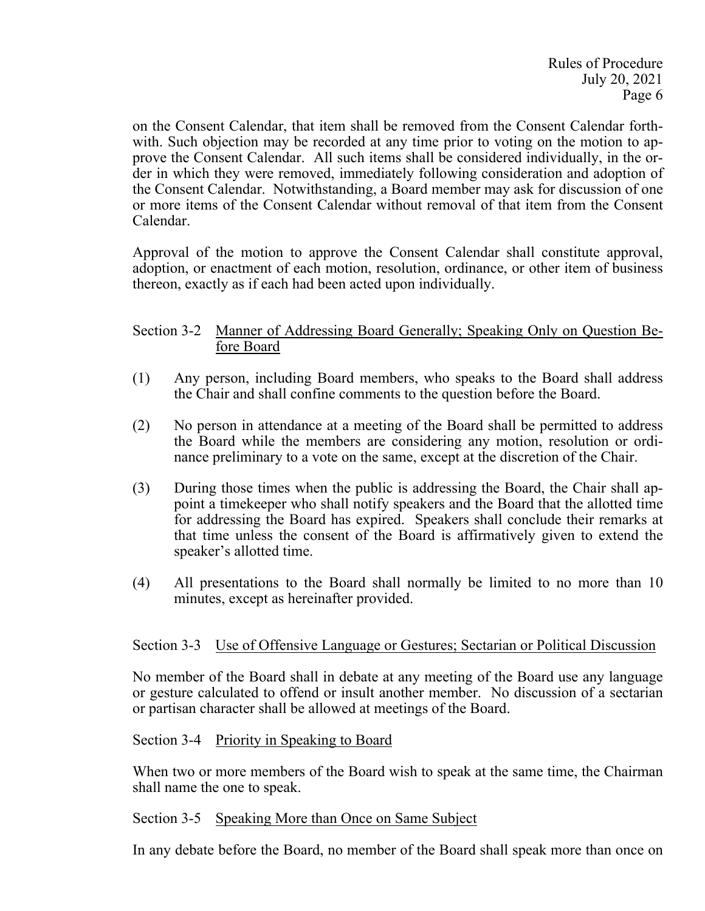on the Consent Calendar, that item shall be removed from the Consent Calendar forthwith. Such objection may be recorded at any time prior to voting on the motion to approve the Consent Calendar. All such items shall be considered individually, in the order in which they were removed, immediately following consideration and adoption of the Consent Calendar. Notwithstanding, a Board member may ask for discussion of one or more items of the Consent Calendar without removal of that item from the Consent Calendar.

Approval of the motion to approve the Consent Calendar shall constitute approval, adoption, or enactment of each motion, resolution, ordinance, or other item of business thereon, exactly as if each had been acted upon individually.

### Section 3-2 Manner of Addressing Board Generally; Speaking Only on Question Before Board

(1) Any person, including Board members, who speaks to the Board shall address the Chair and shall confine comments to the question before the Board.

(2) No person in attendance at a meeting of the Board shall be permitted to address the Board while the members are considering any motion, resolution or ordinance preliminary to a vote on the same, except at the discretion of the Chair.

(3) During those times when the public is addressing the Board, the Chair shall appoint a timekeeper who shall notify speakers and the Board that the allotted time for addressing the Board has expired. Speakers shall conclude their remarks at that time unless the consent of the Board is affirmatively given to extend the speaker's allotted time.

(4) All presentations to the Board shall normally be limited to no more than 10 minutes, except as hereinafter provided.

### Section 3-3 Use of Offensive Language or Gestures; Sectarian or Political Discussion

No member of the Board shall in debate at any meeting of the Board use any language or gesture calculated to offend or insult another member. No discussion of a sectarian or partisan character shall be allowed at meetings of the Board.

### Section 3-4 Priority in Speaking to Board

When two or more members of the Board wish to speak at the same time, the Chairman shall name the one to speak.

### Section 3-5 Speaking More than Once on Same Subject

In any debate before the Board, no member of the Board shall speak more than once on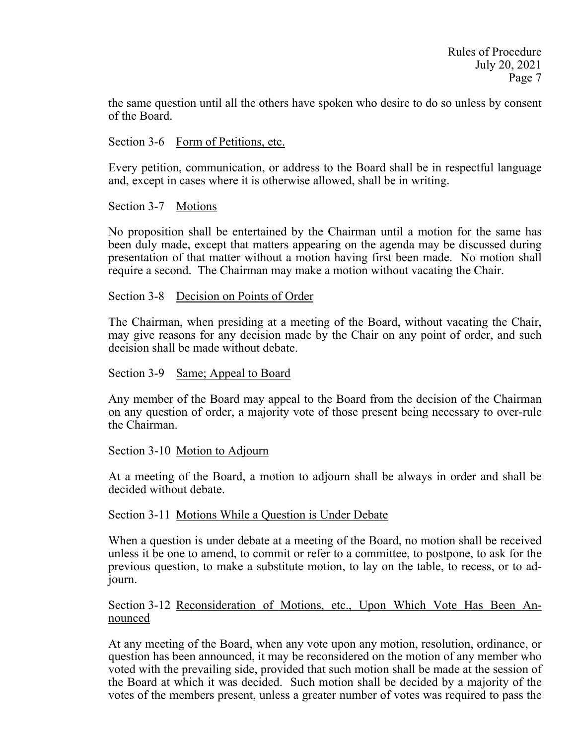the same question until all the others have spoken who desire to do so unless by consent of the Board.

Section 3-6 Form of Petitions, etc.

Every petition, communication, or address to the Board shall be in respectful language and, except in cases where it is otherwise allowed, shall be in writing.

Section 3-7 Motions

No proposition shall be entertained by the Chairman until a motion for the same has been duly made, except that matters appearing on the agenda may be discussed during presentation of that matter without a motion having first been made. No motion shall require a second. The Chairman may make a motion without vacating the Chair.

Section 3-8 Decision on Points of Order

The Chairman, when presiding at a meeting of the Board, without vacating the Chair, may give reasons for any decision made by the Chair on any point of order, and such decision shall be made without debate.

Section 3-9 Same; Appeal to Board

Any member of the Board may appeal to the Board from the decision of the Chairman on any question of order, a majority vote of those present being necessary to over-rule the Chairman.

Section 3-10 Motion to Adjourn

At a meeting of the Board, a motion to adjourn shall be always in order and shall be decided without debate.

Section 3-11 Motions While a Question is Under Debate

When a question is under debate at a meeting of the Board, no motion shall be received unless it be one to amend, to commit or refer to a committee, to postpone, to ask for the previous question, to make a substitute motion, to lay on the table, to recess, or to adjourn.

Section 3-12 Reconsideration of Motions, etc., Upon Which Vote Has Been Announced

At any meeting of the Board, when any vote upon any motion, resolution, ordinance, or question has been announced, it may be reconsidered on the motion of any member who voted with the prevailing side, provided that such motion shall be made at the session of the Board at which it was decided. Such motion shall be decided by a majority of the votes of the members present, unless a greater number of votes was required to pass the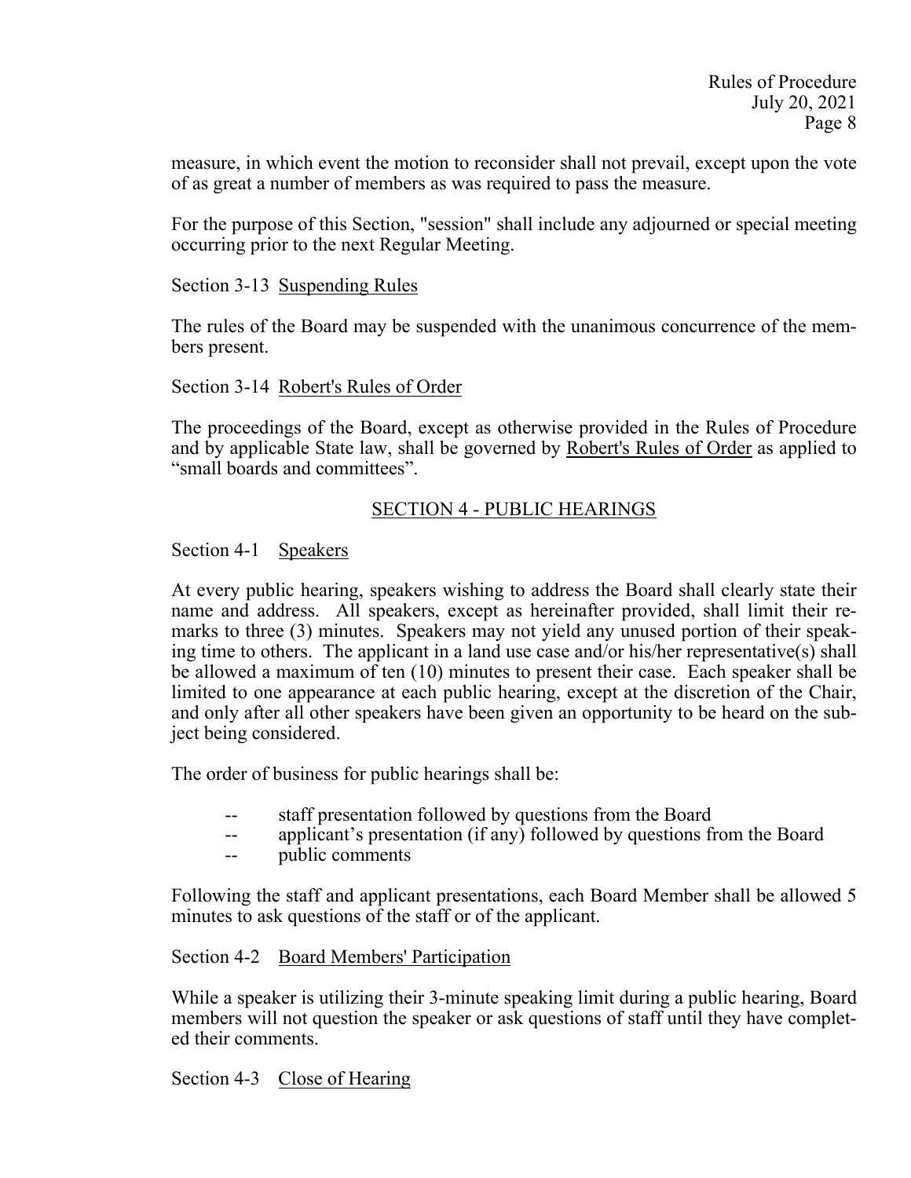measure, in which event the motion to reconsider shall not prevail, except upon the vote of as great a number of members as was required to pass the measure.

For the purpose of this Section, "session" shall include any adjourned or special meeting occurring prior to the next Regular Meeting.

Section 3-13 Suspending Rules

The rules of the Board may be suspended with the unanimous concurrence of the members present.

Section 3-14 Robert's Rules of Order

The proceedings of the Board, except as otherwise provided in the Rules of Procedure and by applicable State law, shall be governed by Robert's Rules of Order as applied to "small boards and committees".

## SECTION 4 - PUBLIC HEARINGS

Section 4-1 Speakers

At every public hearing, speakers wishing to address the Board shall clearly state their name and address. All speakers, except as hereinafter provided, shall limit their remarks to three (3) minutes. Speakers may not yield any unused portion of their speaking time to others. The applicant in a land use case and/or his/her representative(s) shall be allowed a maximum of ten (10) minutes to present their case. Each speaker shall be limited to one appearance at each public hearing, except at the discretion of the Chair, and only after all other speakers have been given an opportunity to be heard on the subject being considered.

The order of business for public hearings shall be:

- staff presentation followed by questions from the Board
- applicant's presentation (if any) followed by questions from the Board
- public comments

Following the staff and applicant presentations, each Board Member shall be allowed 5 minutes to ask questions of the staff or of the applicant.

Section 4-2 Board Members' Participation

While a speaker is utilizing their 3-minute speaking limit during a public hearing, Board members will not question the speaker or ask questions of staff until they have completed their comments.

Section 4-3 Close of Hearing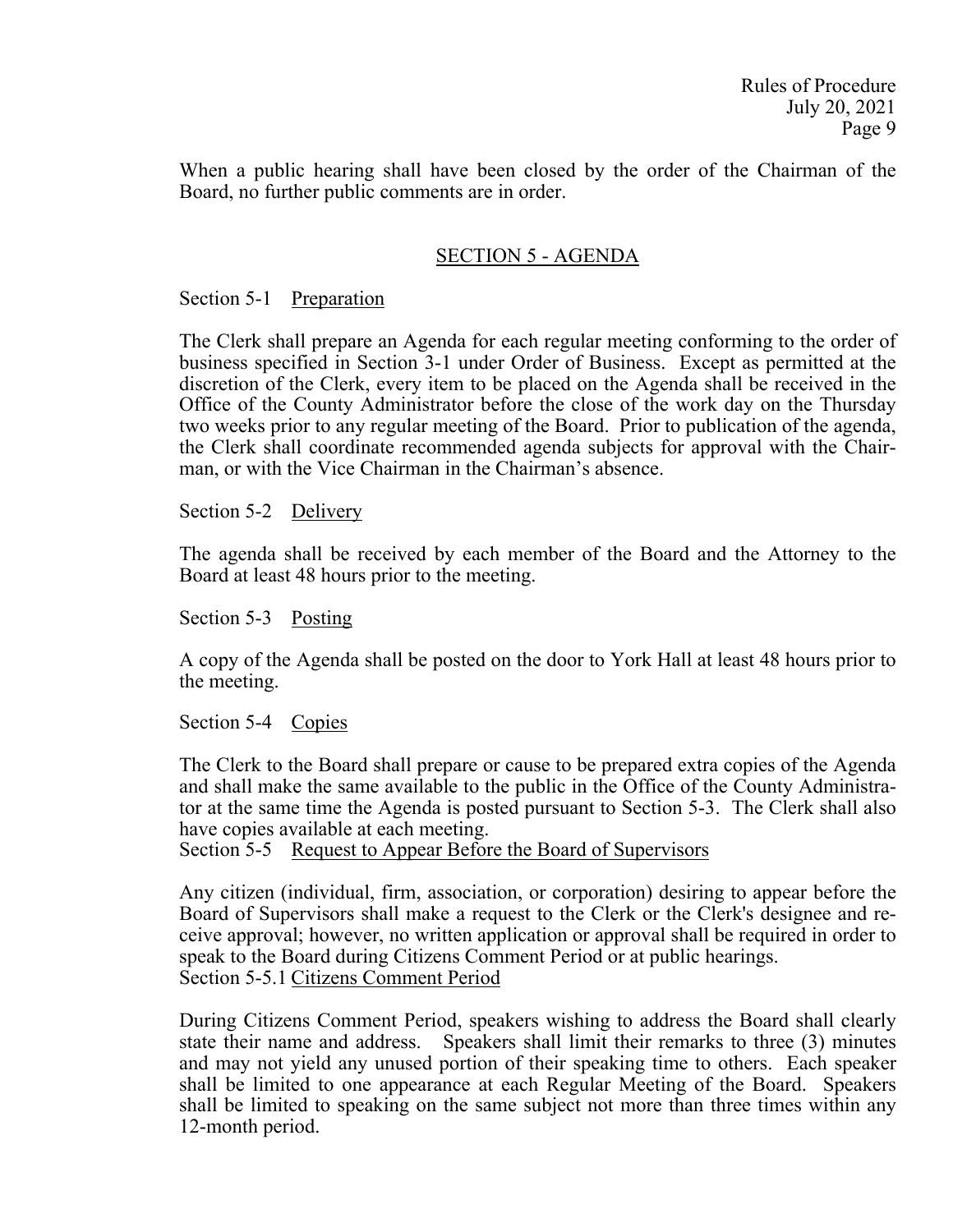When a public hearing shall have been closed by the order of the Chairman of the Board, no further public comments are in order.

## SECTION 5 - AGENDA

Section 5-1 Preparation

The Clerk shall prepare an Agenda for each regular meeting conforming to the order of business specified in Section 3-1 under Order of Business. Except as permitted at the discretion of the Clerk, every item to be placed on the Agenda shall be received in the Office of the County Administrator before the close of the work day on the Thursday two weeks prior to any regular meeting of the Board. Prior to publication of the agenda, the Clerk shall coordinate recommended agenda subjects for approval with the Chairman, or with the Vice Chairman in the Chairman's absence.

Section 5-2 Delivery

The agenda shall be received by each member of the Board and the Attorney to the Board at least 48 hours prior to the meeting.

Section 5-3 Posting

A copy of the Agenda shall be posted on the door to York Hall at least 48 hours prior to the meeting.

Section 5-4 Copies

The Clerk to the Board shall prepare or cause to be prepared extra copies of the Agenda and shall make the same available to the public in the Office of the County Administrator at the same time the Agenda is posted pursuant to Section 5-3. The Clerk shall also have copies available at each meeting.

Section 5-5 Request to Appear Before the Board of Supervisors

Any citizen (individual, firm, association, or corporation) desiring to appear before the Board of Supervisors shall make a request to the Clerk or the Clerk's designee and receive approval; however, no written application or approval shall be required in order to speak to the Board during Citizens Comment Period or at public hearings.

Section 5-5.1 Citizens Comment Period

During Citizens Comment Period, speakers wishing to address the Board shall clearly state their name and address. Speakers shall limit their remarks to three (3) minutes and may not yield any unused portion of their speaking time to others. Each speaker shall be limited to one appearance at each Regular Meeting of the Board. Speakers shall be limited to speaking on the same subject not more than three times within any 12-month period.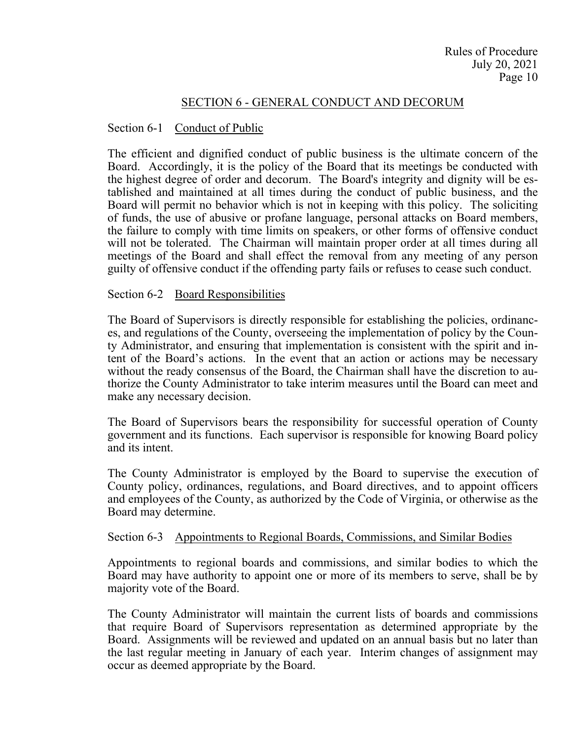## SECTION 6 - GENERAL CONDUCT AND DECORUM

### Section 6-1 Conduct of Public

The efficient and dignified conduct of public business is the ultimate concern of the Board. Accordingly, it is the policy of the Board that its meetings be conducted with the highest degree of order and decorum. The Board's integrity and dignity will be established and maintained at all times during the conduct of public business, and the Board will permit no behavior which is not in keeping with this policy. The soliciting of funds, the use of abusive or profane language, personal attacks on Board members, the failure to comply with time limits on speakers, or other forms of offensive conduct will not be tolerated. The Chairman will maintain proper order at all times during all meetings of the Board and shall effect the removal from any meeting of any person guilty of offensive conduct if the offending party fails or refuses to cease such conduct.

### Section 6-2 Board Responsibilities

The Board of Supervisors is directly responsible for establishing the policies, ordinances, and regulations of the County, overseeing the implementation of policy by the County Administrator, and ensuring that implementation is consistent with the spirit and intent of the Board's actions. In the event that an action or actions may be necessary without the ready consensus of the Board, the Chairman shall have the discretion to authorize the County Administrator to take interim measures until the Board can meet and make any necessary decision.

The Board of Supervisors bears the responsibility for successful operation of County government and its functions. Each supervisor is responsible for knowing Board policy and its intent.

The County Administrator is employed by the Board to supervise the execution of County policy, ordinances, regulations, and Board directives, and to appoint officers and employees of the County, as authorized by the Code of Virginia, or otherwise as the Board may determine.

### Section 6-3 Appointments to Regional Boards, Commissions, and Similar Bodies

Appointments to regional boards and commissions, and similar bodies to which the Board may have authority to appoint one or more of its members to serve, shall be by majority vote of the Board.

The County Administrator will maintain the current lists of boards and commissions that require Board of Supervisors representation as determined appropriate by the Board. Assignments will be reviewed and updated on an annual basis but no later than the last regular meeting in January of each year. Interim changes of assignment may occur as deemed appropriate by the Board.